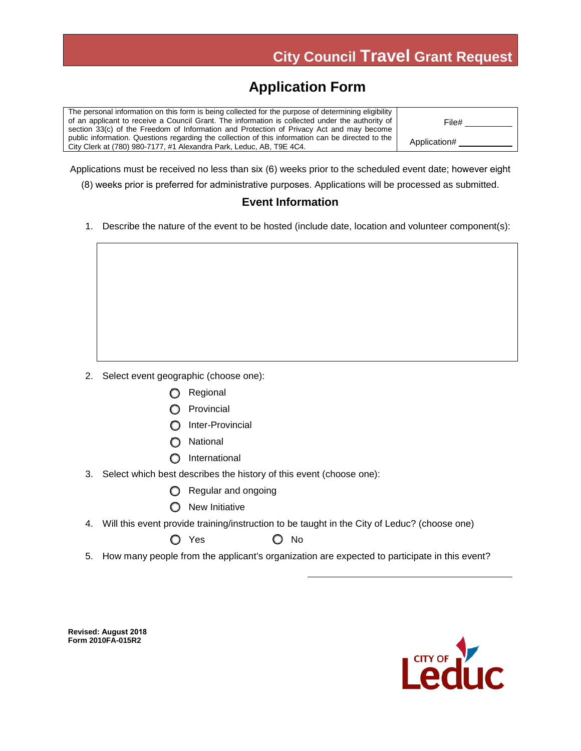# City Council Travel Grant Request

## Application Form

| The personal information on this form is being collected for the purpose of determining eligibility of an applicant to receive a Council Grant. The information is collected under the authority of section 33(c) of the Freedom of Information and Protection of Privacy Act and may become public information. Questions regarding the collection of this information can be directed to the City Clerk at (780) 980-7177, #1 Alexandra Park, Leduc, AB, T9E 4C4. | File# ________<br><br>Application# ________ |
|---|---|

Applications must be received no less than six (6) weeks prior to the scheduled event date; however eight (8) weeks prior is preferred for administrative purposes. Applications will be processed as submitted.

### Event Information

1. Describe the nature of the event to be hosted (include date, location and volunteer component(s):

2. Select event geographic (choose one):
   - ○ Regional
   - ○ Provincial
   - ○ Inter-Provincial
   - ○ National
   - ○ International

3. Select which best describes the history of this event (choose one):
   - ○ Regular and ongoing
   - ○ New Initiative

4. Will this event provide training/instruction to be taught in the City of Leduc? (choose one)

   ○ Yes ○ No

5. How many people from the applicant's organization are expected to participate in this event?

   ______________________________

**Revised: August 2018**
**Form 2010FA-015R2**

CITY OF Leduc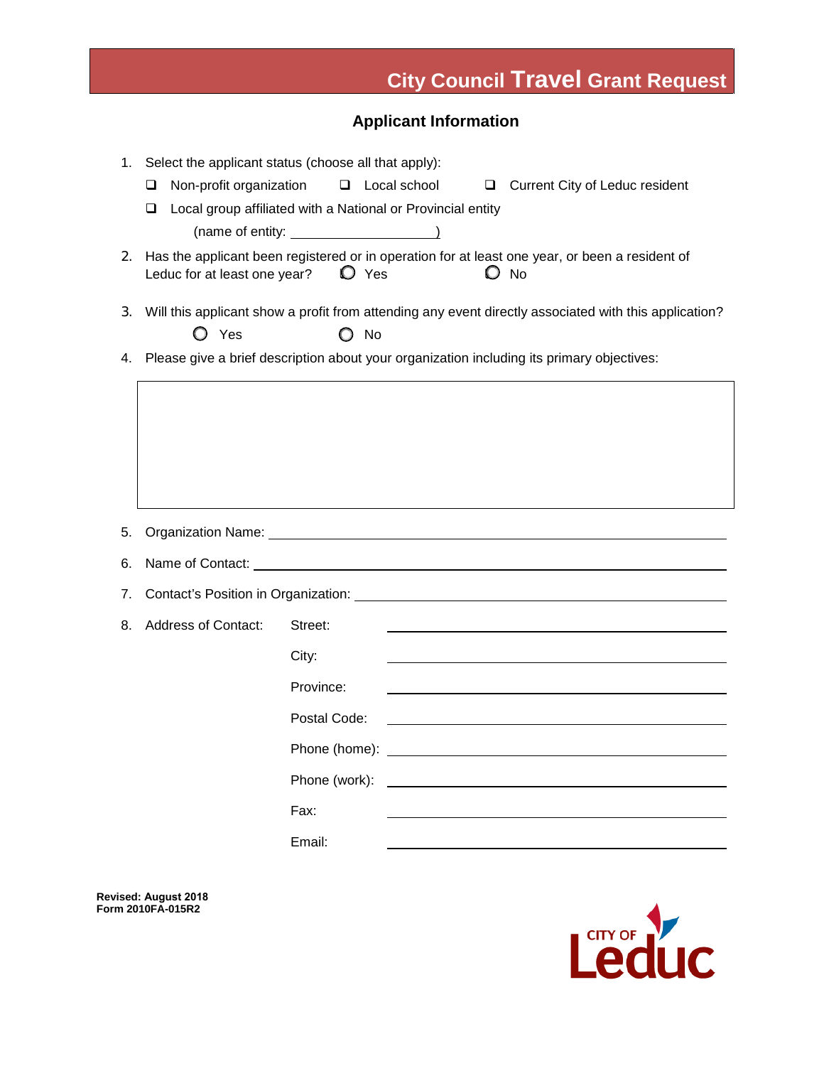# City Council Travel Grant Request

## Applicant Information

1. Select the applicant status (choose all that apply):
   - ☐ Non-profit organization ☐ Local school ☐ Current City of Leduc resident
   - ☐ Local group affiliated with a National or Provincial entity
     (name of entity: \_\_\_\_\_\_\_\_\_\_\_\_\_\_\_\_\_\_\_\_)
2. Has the applicant been registered or in operation for at least one year, or been a resident of Leduc for at least one year? ○ Yes ○ No
3. Will this applicant show a profit from attending any event directly associated with this application?
   ○ Yes ○ No
4. Please give a brief description about your organization including its primary objectives:

|  |
|---|
|  |

5. Organization Name: \_\_\_\_\_\_\_\_\_\_\_\_\_\_\_\_\_\_\_\_\_\_\_\_\_\_\_\_\_\_\_\_\_\_\_\_\_\_\_\_
6. Name of Contact: \_\_\_\_\_\_\_\_\_\_\_\_\_\_\_\_\_\_\_\_\_\_\_\_\_\_\_\_\_\_\_\_\_\_\_\_\_\_\_\_
7. Contact's Position in Organization: \_\_\_\_\_\_\_\_\_\_\_\_\_\_\_\_\_\_\_\_\_\_\_\_\_\_\_\_\_\_\_\_
8. Address of Contact:
   - Street: \_\_\_\_\_\_\_\_\_\_\_\_\_\_\_\_\_\_\_\_\_\_\_\_\_\_\_\_\_\_
   - City: \_\_\_\_\_\_\_\_\_\_\_\_\_\_\_\_\_\_\_\_\_\_\_\_\_\_\_\_\_\_
   - Province: \_\_\_\_\_\_\_\_\_\_\_\_\_\_\_\_\_\_\_\_\_\_\_\_\_\_\_\_\_\_
   - Postal Code: \_\_\_\_\_\_\_\_\_\_\_\_\_\_\_\_\_\_\_\_\_\_\_\_\_\_\_\_\_\_
   - Phone (home): \_\_\_\_\_\_\_\_\_\_\_\_\_\_\_\_\_\_\_\_\_\_\_\_\_\_\_\_\_\_
   - Phone (work): \_\_\_\_\_\_\_\_\_\_\_\_\_\_\_\_\_\_\_\_\_\_\_\_\_\_\_\_\_\_
   - Fax: \_\_\_\_\_\_\_\_\_\_\_\_\_\_\_\_\_\_\_\_\_\_\_\_\_\_\_\_\_\_
   - Email: \_\_\_\_\_\_\_\_\_\_\_\_\_\_\_\_\_\_\_\_\_\_\_\_\_\_\_\_\_\_

**Revised: August 2018**
**Form 2010FA-015R2**

CITY OF Leduc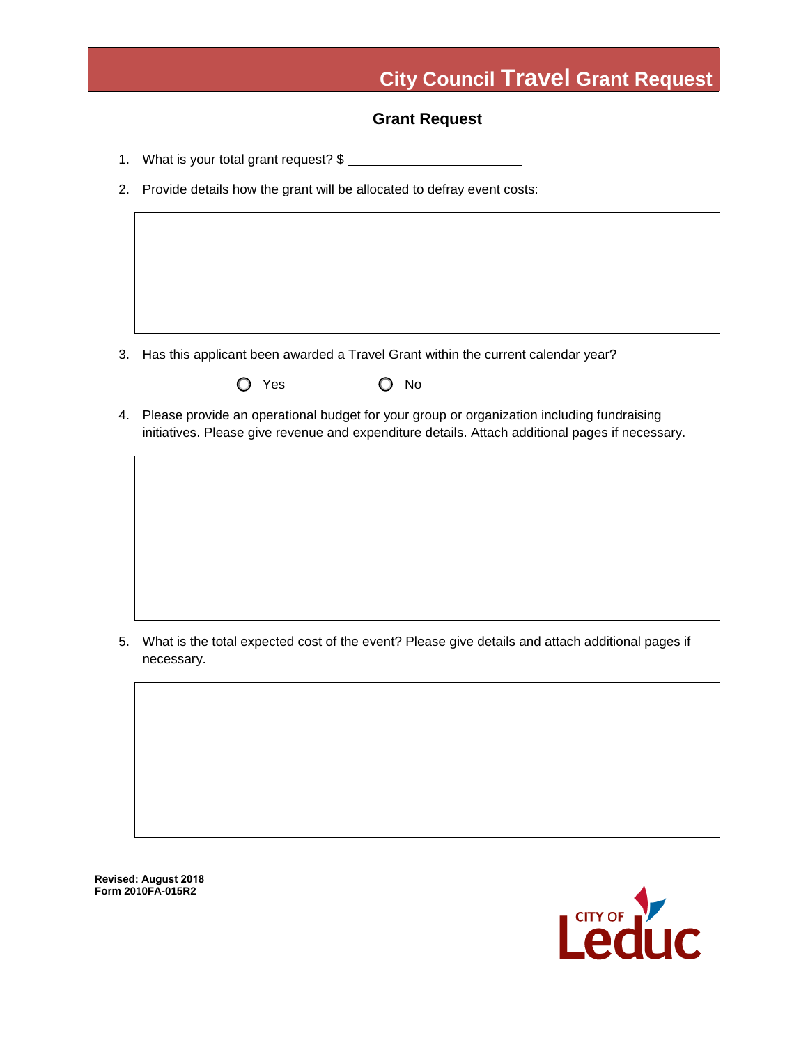# City Council Travel Grant Request

## Grant Request

1. What is your total grant request? $ ________________________

2. Provide details how the grant will be allocated to defray event costs:

3. Has this applicant been awarded a Travel Grant within the current calendar year?

   ○ Yes ○ No

4. Please provide an operational budget for your group or organization including fundraising initiatives. Please give revenue and expenditure details. Attach additional pages if necessary.

5. What is the total expected cost of the event? Please give details and attach additional pages if necessary.

**Revised: August 2018**
**Form 2010FA-015R2**

CITY OF Leduc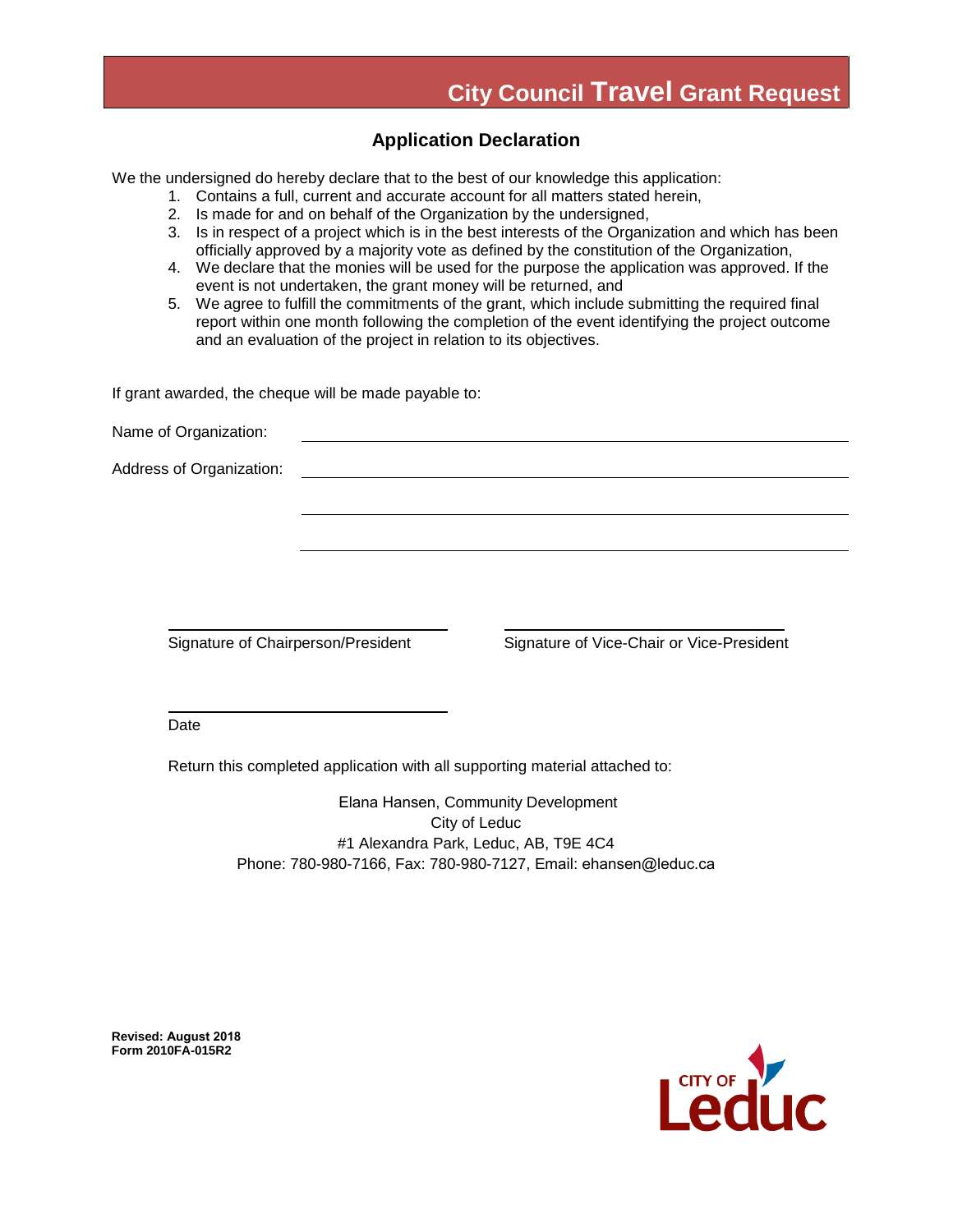# City Council Travel Grant Request

## Application Declaration

We the undersigned do hereby declare that to the best of our knowledge this application:

1. Contains a full, current and accurate account for all matters stated herein,
2. Is made for and on behalf of the Organization by the undersigned,
3. Is in respect of a project which is in the best interests of the Organization and which has been officially approved by a majority vote as defined by the constitution of the Organization,
4. We declare that the monies will be used for the purpose the application was approved. If the event is not undertaken, the grant money will be returned, and
5. We agree to fulfill the commitments of the grant, which include submitting the required final report within one month following the completion of the event identifying the project outcome and an evaluation of the project in relation to its objectives.

If grant awarded, the cheque will be made payable to:

Name of Organization: \_\_\_\_\_\_\_\_\_\_\_\_\_\_\_\_\_\_\_\_\_\_\_\_\_\_\_\_\_\_\_\_\_\_\_\_\_\_\_\_

Address of Organization: \_\_\_\_\_\_\_\_\_\_\_\_\_\_\_\_\_\_\_\_\_\_\_\_\_\_\_\_\_\_\_\_\_\_\_\_\_\_\_\_

\_\_\_\_\_\_\_\_\_\_\_\_\_\_\_\_\_\_\_\_\_\_\_\_\_\_\_\_\_\_\_\_\_\_\_\_\_\_\_\_

\_\_\_\_\_\_\_\_\_\_\_\_\_\_\_\_\_\_\_\_\_\_\_\_\_\_\_\_\_\_\_\_\_\_\_\_\_\_\_\_

\_\_\_\_\_\_\_\_\_\_\_\_\_\_\_\_\_\_\_\_\_\_\_\_\_\_ \_\_\_\_\_\_\_\_\_\_\_\_\_\_\_\_\_\_\_\_\_\_\_\_\_\_

Signature of Chairperson/President Signature of Vice-Chair or Vice-President

\_\_\_\_\_\_\_\_\_\_\_\_\_\_\_\_\_\_\_\_\_\_\_\_\_\_

Date

Return this completed application with all supporting material attached to:

Elana Hansen, Community Development
City of Leduc
#1 Alexandra Park, Leduc, AB, T9E 4C4
Phone: 780-980-7166, Fax: 780-980-7127, Email: ehansen@leduc.ca

**Revised: August 2018**
**Form 2010FA-015R2**

CITY OF Leduc